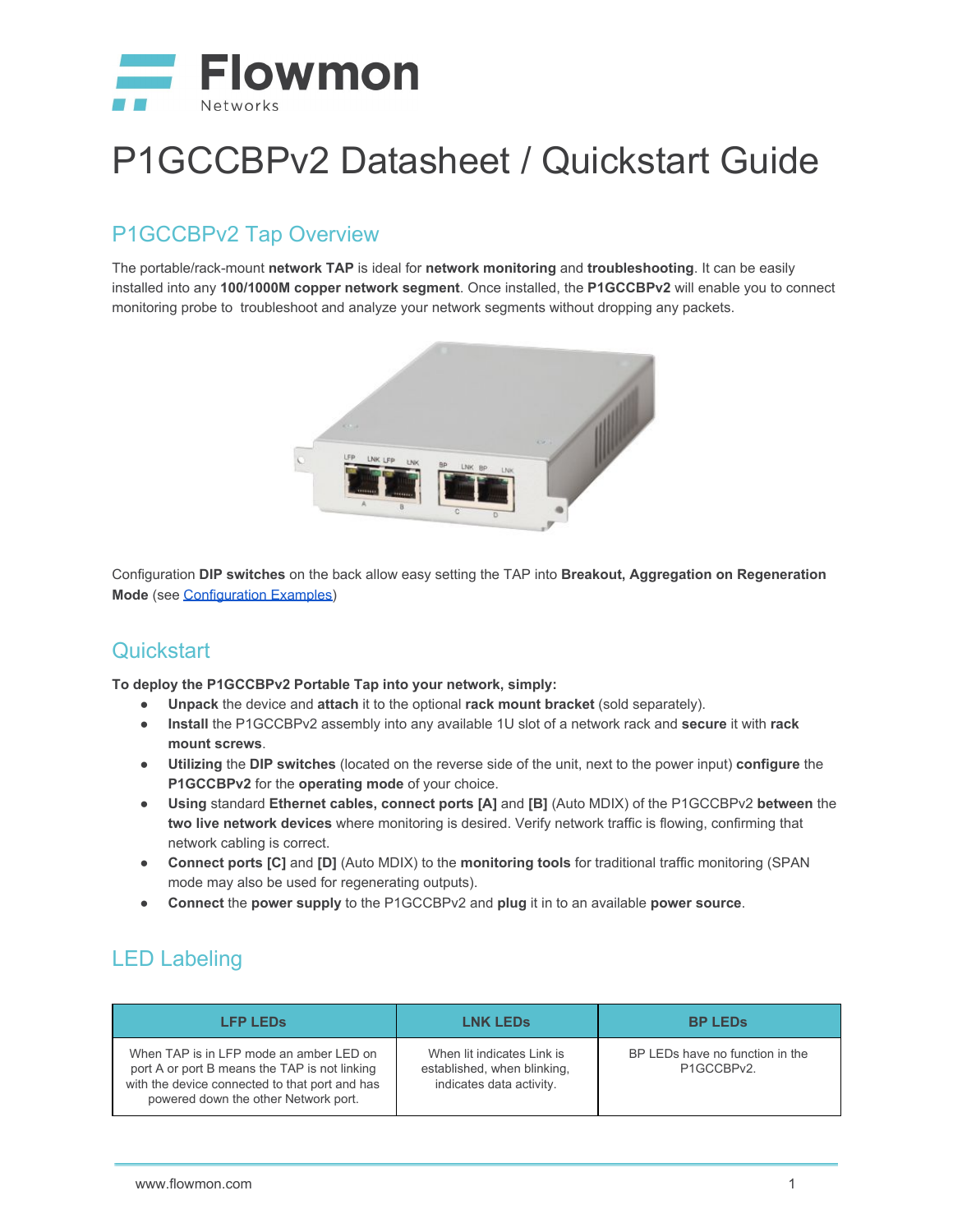Flowmon Networks

# P1GCCBPv2 Datasheet / Quickstart Guide

## P1GCCBPv2 Tap Overview

The portable/rack-mount **network TAP** is ideal for **network monitoring** and **troubleshooting**. It can be easily installed into any **100/1000M copper network segment**. Once installed, the **P1GCCBPv2** will enable you to connect monitoring probe to troubleshoot and analyze your network segments without dropping any packets.

Configuration **DIP switches** on the back allow easy setting the TAP into **Breakout, Aggregation on Regeneration Mode** (see Configuration Examples)

## Quickstart

**To deploy the P1GCCBPv2 Portable Tap into your network, simply:**

- **Unpack** the device and **attach** it to the optional **rack mount bracket** (sold separately).
- **Install** the P1GCCBPv2 assembly into any available 1U slot of a network rack and **secure** it with **rack mount screws**.
- **Utilizing** the **DIP switches** (located on the reverse side of the unit, next to the power input) **configure** the **P1GCCBPv2** for the **operating mode** of your choice.
- **Using** standard **Ethernet cables, connect ports [A]** and **[B]** (Auto MDIX) of the P1GCCBPv2 **between** the **two live network devices** where monitoring is desired. Verify network traffic is flowing, confirming that network cabling is correct.
- **Connect ports [C]** and **[D]** (Auto MDIX) to the **monitoring tools** for traditional traffic monitoring (SPAN mode may also be used for regenerating outputs).
- **Connect** the **power supply** to the P1GCCBPv2 and **plug** it in to an available **power source**.

## LED Labeling

| LFP LEDs | LNK LEDs | BP LEDs |
|---|---|---|
| When TAP is in LFP mode an amber LED on port A or port B means the TAP is not linking with the device connected to that port and has powered down the other Network port. | When lit indicates Link is established, when blinking, indicates data activity. | BP LEDs have no function in the P1GCCBPv2. |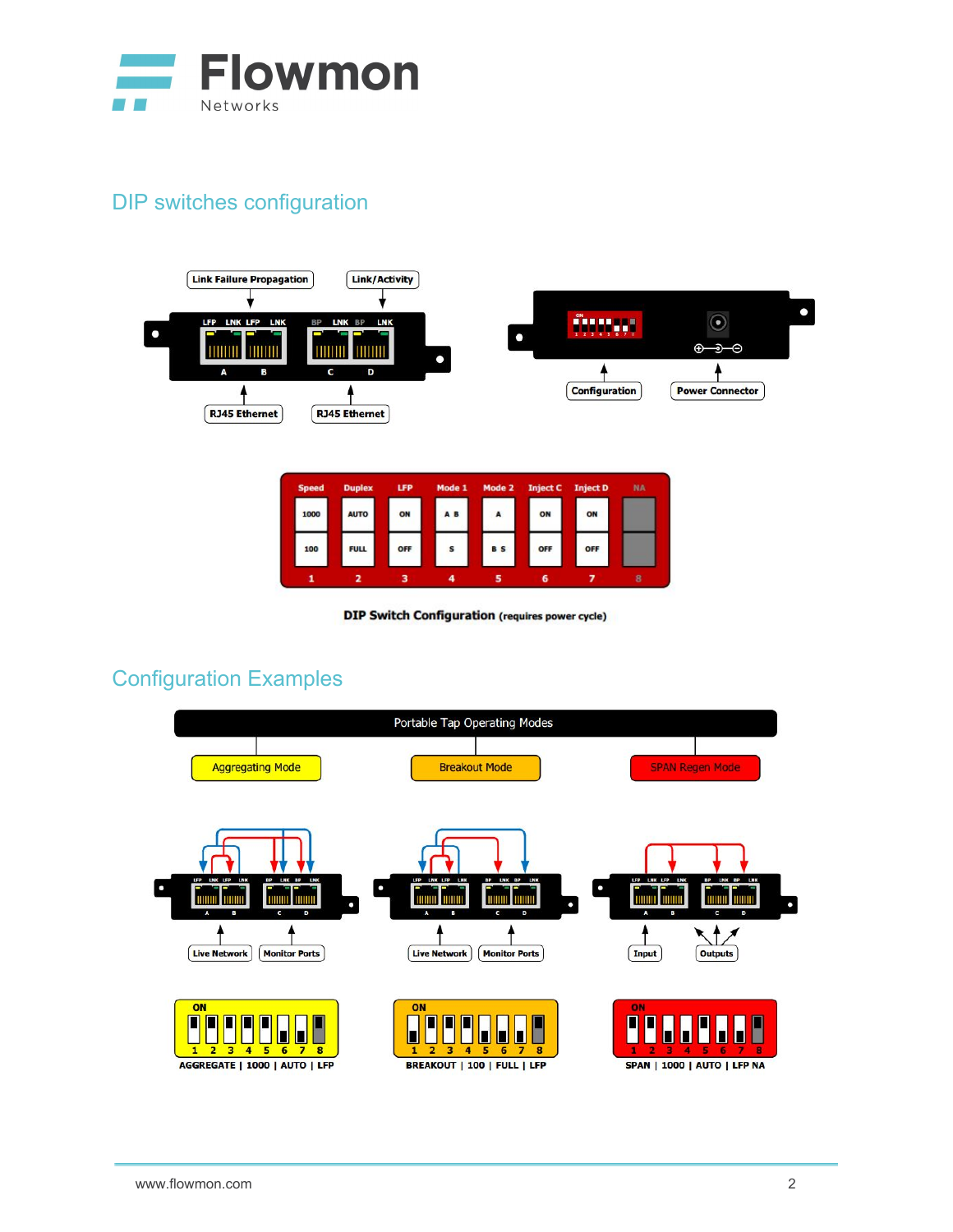## DIP switches configuration

Link Failure Propagation

Link/Activity

LFP LNK LFP LNK BP LNK BP LNK

A B C D

RJ45 Ethernet

RJ45 Ethernet

Configuration

Power Connector

| Speed | Duplex | LFP | Mode 1 | Mode 2 | Inject C | Inject D | NA |
|---|---|---|---|---|---|---|---|
| 1000 | AUTO | ON | A B | A | ON | ON | |
| 100 | FULL | OFF | S | B S | OFF | OFF | |
| 1 | 2 | 3 | 4 | 5 | 6 | 7 | 8 |

**DIP Switch Configuration** (requires power cycle)

## Configuration Examples

Portable Tap Operating Modes

Aggregating Mode

Breakout Mode

SPAN Regen Mode

Live Network

Monitor Ports

Live Network

Monitor Ports

Input

Outputs

AGGREGATE | 1000 | AUTO | LFP

BREAKOUT | 100 | FULL | LFP

SPAN | 1000 | AUTO | LFP NA

www.flowmon.com